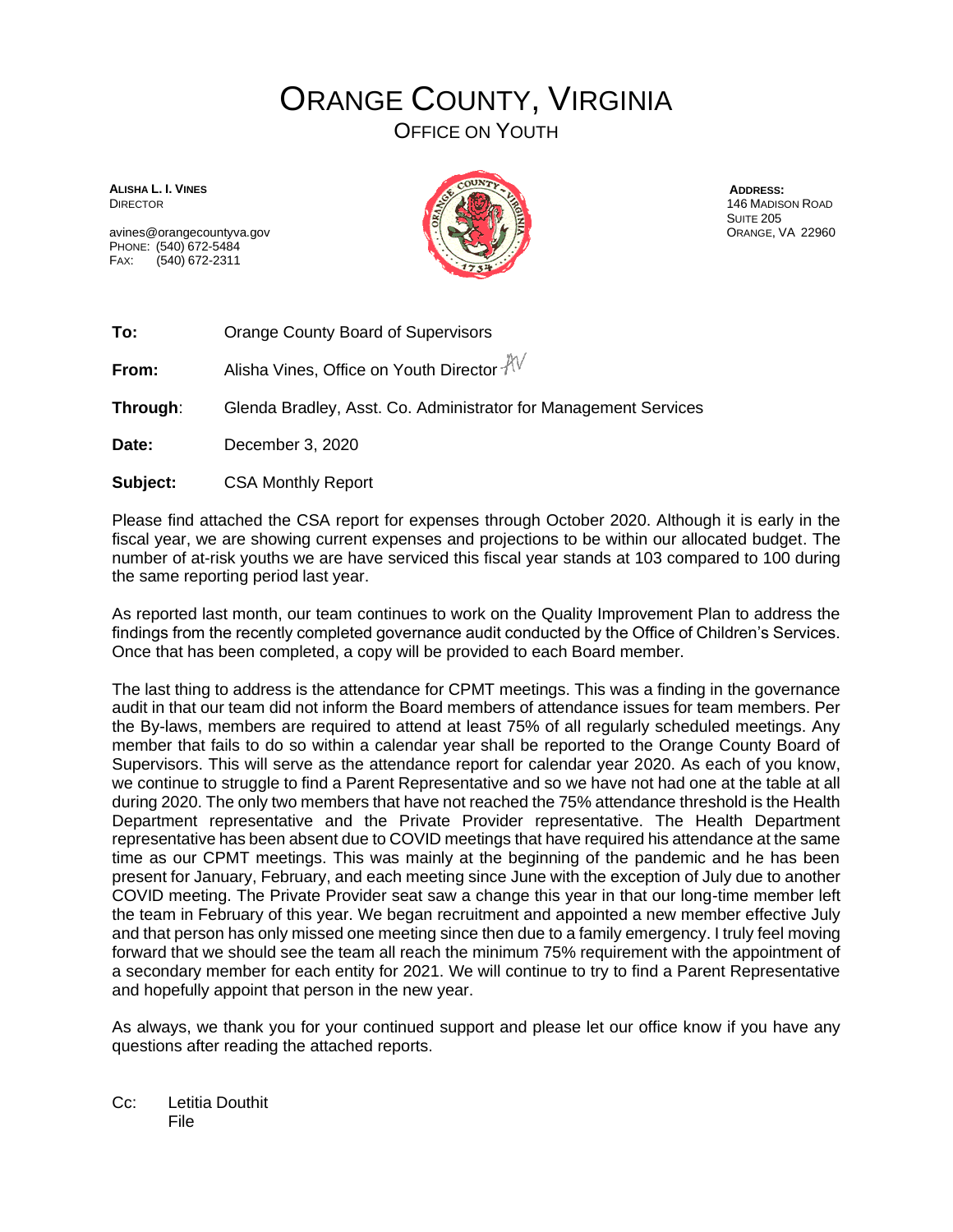# ORANGE COUNTY, VIRGINIA

## OFFICE ON YOUTH

**ALISHA L. I. VINES**
DIRECTOR

avines@orangecountyva.gov
PHONE: (540) 672-5484
FAX: (540) 672-2311

**ADDRESS:**
146 MADISON ROAD
SUITE 205
ORANGE, VA 22960

**To:** Orange County Board of Supervisors

**From:** Alisha Vines, Office on Youth Director AV

**Through**: Glenda Bradley, Asst. Co. Administrator for Management Services

**Date:** December 3, 2020

**Subject:** CSA Monthly Report

Please find attached the CSA report for expenses through October 2020. Although it is early in the fiscal year, we are showing current expenses and projections to be within our allocated budget. The number of at-risk youths we are have serviced this fiscal year stands at 103 compared to 100 during the same reporting period last year.

As reported last month, our team continues to work on the Quality Improvement Plan to address the findings from the recently completed governance audit conducted by the Office of Children's Services. Once that has been completed, a copy will be provided to each Board member.

The last thing to address is the attendance for CPMT meetings. This was a finding in the governance audit in that our team did not inform the Board members of attendance issues for team members. Per the By-laws, members are required to attend at least 75% of all regularly scheduled meetings. Any member that fails to do so within a calendar year shall be reported to the Orange County Board of Supervisors. This will serve as the attendance report for calendar year 2020. As each of you know, we continue to struggle to find a Parent Representative and so we have not had one at the table at all during 2020. The only two members that have not reached the 75% attendance threshold is the Health Department representative and the Private Provider representative. The Health Department representative has been absent due to COVID meetings that have required his attendance at the same time as our CPMT meetings. This was mainly at the beginning of the pandemic and he has been present for January, February, and each meeting since June with the exception of July due to another COVID meeting. The Private Provider seat saw a change this year in that our long-time member left the team in February of this year. We began recruitment and appointed a new member effective July and that person has only missed one meeting since then due to a family emergency. I truly feel moving forward that we should see the team all reach the minimum 75% requirement with the appointment of a secondary member for each entity for 2021. We will continue to try to find a Parent Representative and hopefully appoint that person in the new year.

As always, we thank you for your continued support and please let our office know if you have any questions after reading the attached reports.

Cc: Letitia Douthit
File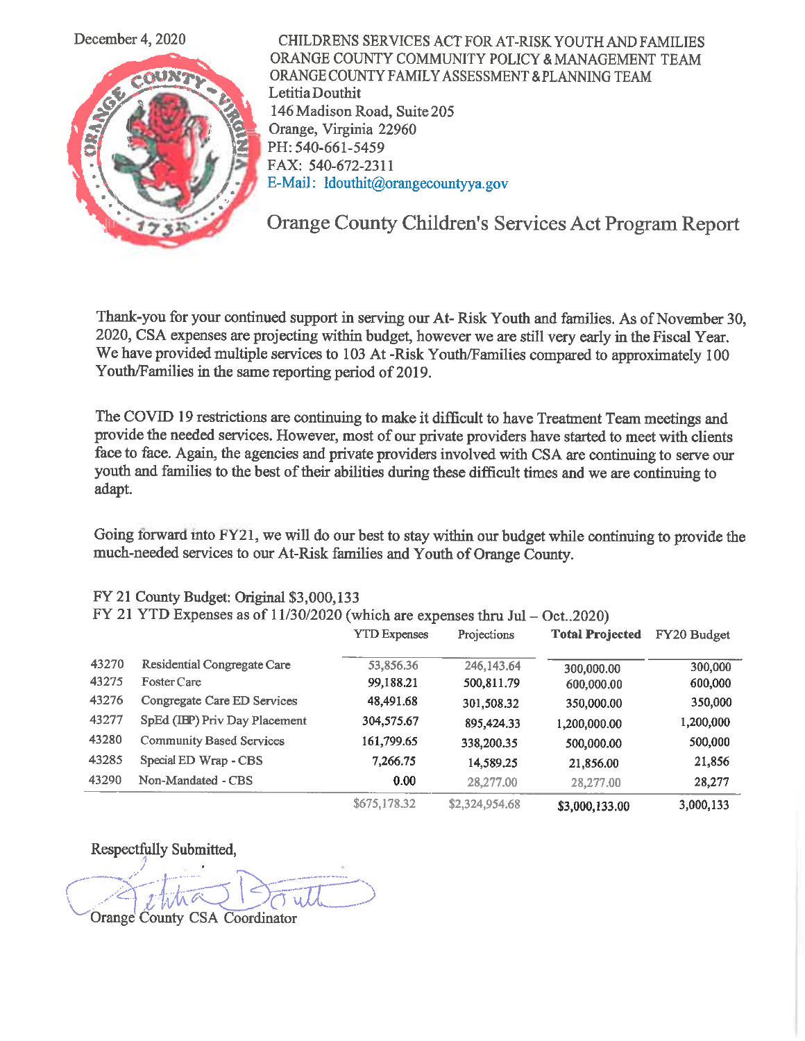December 4, 2020

CHILDRENS SERVICES ACT FOR AT-RISK YOUTH AND FAMILIES
ORANGE COUNTY COMMUNITY POLICY & MANAGEMENT TEAM
ORANGE COUNTY FAMILY ASSESSMENT & PLANNING TEAM
Letitia Douthit
146 Madison Road, Suite 205
Orange, Virginia 22960
PH: 540-661-5459
FAX: 540-672-2311
E-Mail: ldouthit@orangecountyva.gov

# Orange County Children's Services Act Program Report

Thank-you for your continued support in serving our At- Risk Youth and families. As of November 30, 2020, CSA expenses are projecting within budget, however we are still very early in the Fiscal Year. We have provided multiple services to 103 At -Risk Youth/Families compared to approximately 100 Youth/Families in the same reporting period of 2019.

The COVID 19 restrictions are continuing to make it difficult to have Treatment Team meetings and provide the needed services. However, most of our private providers have started to meet with clients face to face. Again, the agencies and private providers involved with CSA are continuing to serve our youth and families to the best of their abilities during these difficult times and we are continuing to adapt.

Going forward into FY21, we will do our best to stay within our budget while continuing to provide the much-needed services to our At-Risk families and Youth of Orange County.

FY 21 County Budget: Original $3,000,133
FY 21 YTD Expenses as of 11/30/2020 (which are expenses thru Jul – Oct..2020)

| | | YTD Expenses | Projections | **Total Projected** | FY20 Budget |
|---|---|---|---|---|---|
| 43270 | Residential Congregate Care | 53,856.36 | 246,143.64 | 300,000.00 | 300,000 |
| 43275 | Foster Care | 99,188.21 | 500,811.79 | 600,000.00 | 600,000 |
| 43276 | Congregate Care ED Services | 48,491.68 | 301,508.32 | 350,000.00 | 350,000 |
| 43277 | SpEd (IEP) Priv Day Placement | 304,575.67 | 895,424.33 | 1,200,000.00 | 1,200,000 |
| 43280 | Community Based Services | 161,799.65 | 338,200.35 | 500,000.00 | 500,000 |
| 43285 | Special ED Wrap - CBS | 7,266.75 | 14,589.25 | 21,856.00 | 21,856 |
| 43290 | Non-Mandated - CBS | 0.00 | 28,277.00 | 28,277.00 | 28,277 |
| | | $675,178.32 | $2,324,954.68 | $3,000,133.00 | 3,000,133 |

Respectfully Submitted,

Orange County CSA Coordinator